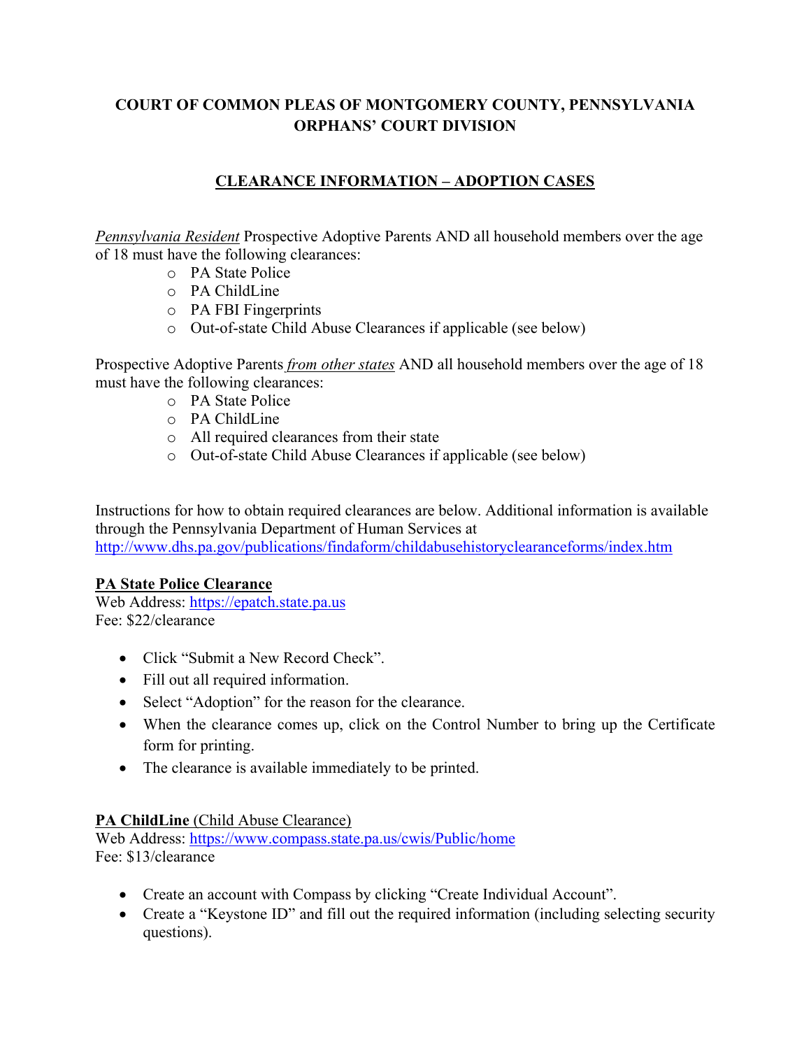# COURT OF COMMON PLEAS OF MONTGOMERY COUNTY, PENNSYLVANIA ORPHANS' COURT DIVISION

## CLEARANCE INFORMATION – ADOPTION CASES

*Pennsylvania Resident* Prospective Adoptive Parents AND all household members over the age of 18 must have the following clearances:

- PA State Police
- PA ChildLine
- PA FBI Fingerprints
- Out-of-state Child Abuse Clearances if applicable (see below)

Prospective Adoptive Parents *from other states* AND all household members over the age of 18 must have the following clearances:

- PA State Police
- PA ChildLine
- All required clearances from their state
- Out-of-state Child Abuse Clearances if applicable (see below)

Instructions for how to obtain required clearances are below. Additional information is available through the Pennsylvania Department of Human Services at http://www.dhs.pa.gov/publications/findaform/childabusehistoryclearanceforms/index.htm

### PA State Police Clearance

Web Address: https://epatch.state.pa.us
Fee: $22/clearance

- Click "Submit a New Record Check".
- Fill out all required information.
- Select "Adoption" for the reason for the clearance.
- When the clearance comes up, click on the Control Number to bring up the Certificate form for printing.
- The clearance is available immediately to be printed.

### PA ChildLine (Child Abuse Clearance)

Web Address: https://www.compass.state.pa.us/cwis/Public/home
Fee: $13/clearance

- Create an account with Compass by clicking "Create Individual Account".
- Create a "Keystone ID" and fill out the required information (including selecting security questions).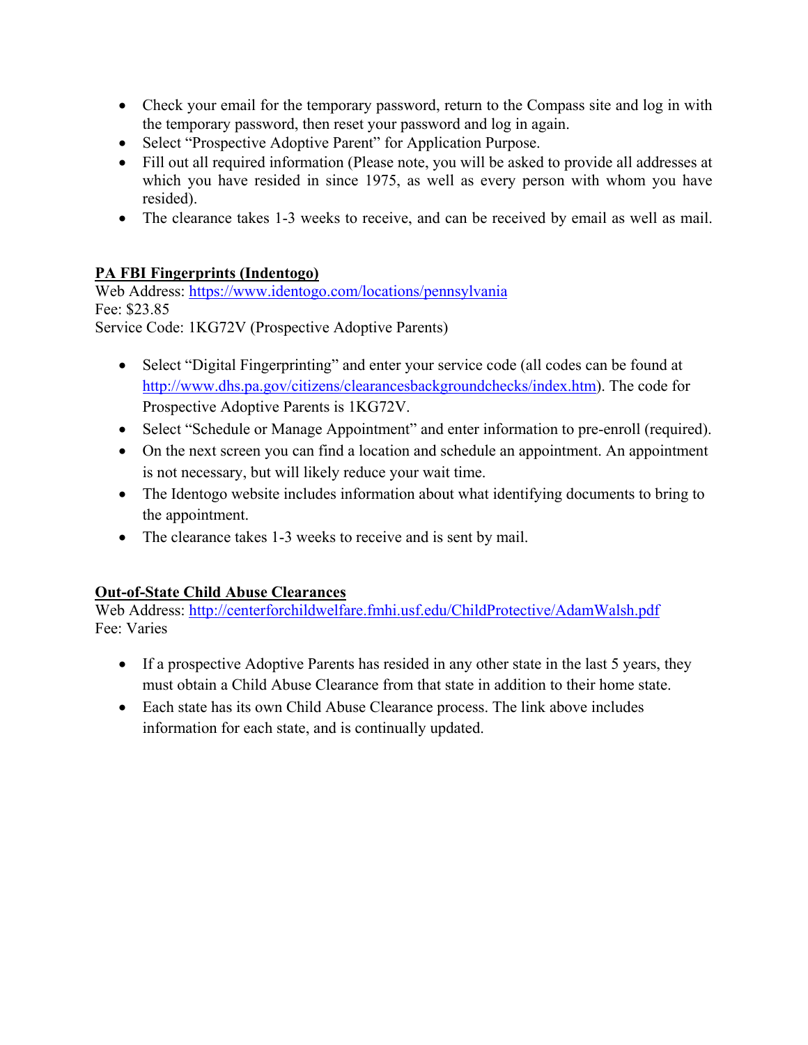- Check your email for the temporary password, return to the Compass site and log in with the temporary password, then reset your password and log in again.
- Select "Prospective Adoptive Parent" for Application Purpose.
- Fill out all required information (Please note, you will be asked to provide all addresses at which you have resided in since 1975, as well as every person with whom you have resided).
- The clearance takes 1-3 weeks to receive, and can be received by email as well as mail.

**PA FBI Fingerprints (Indentogo)**

Web Address: https://www.identogo.com/locations/pennsylvania
Fee: $23.85
Service Code: 1KG72V (Prospective Adoptive Parents)

- Select "Digital Fingerprinting" and enter your service code (all codes can be found at http://www.dhs.pa.gov/citizens/clearancesbackgroundchecks/index.htm). The code for Prospective Adoptive Parents is 1KG72V.
- Select "Schedule or Manage Appointment" and enter information to pre-enroll (required).
- On the next screen you can find a location and schedule an appointment. An appointment is not necessary, but will likely reduce your wait time.
- The Identogo website includes information about what identifying documents to bring to the appointment.
- The clearance takes 1-3 weeks to receive and is sent by mail.

**Out-of-State Child Abuse Clearances**

Web Address: http://centerforchildwelfare.fmhi.usf.edu/ChildProtective/AdamWalsh.pdf
Fee: Varies

- If a prospective Adoptive Parents has resided in any other state in the last 5 years, they must obtain a Child Abuse Clearance from that state in addition to their home state.
- Each state has its own Child Abuse Clearance process. The link above includes information for each state, and is continually updated.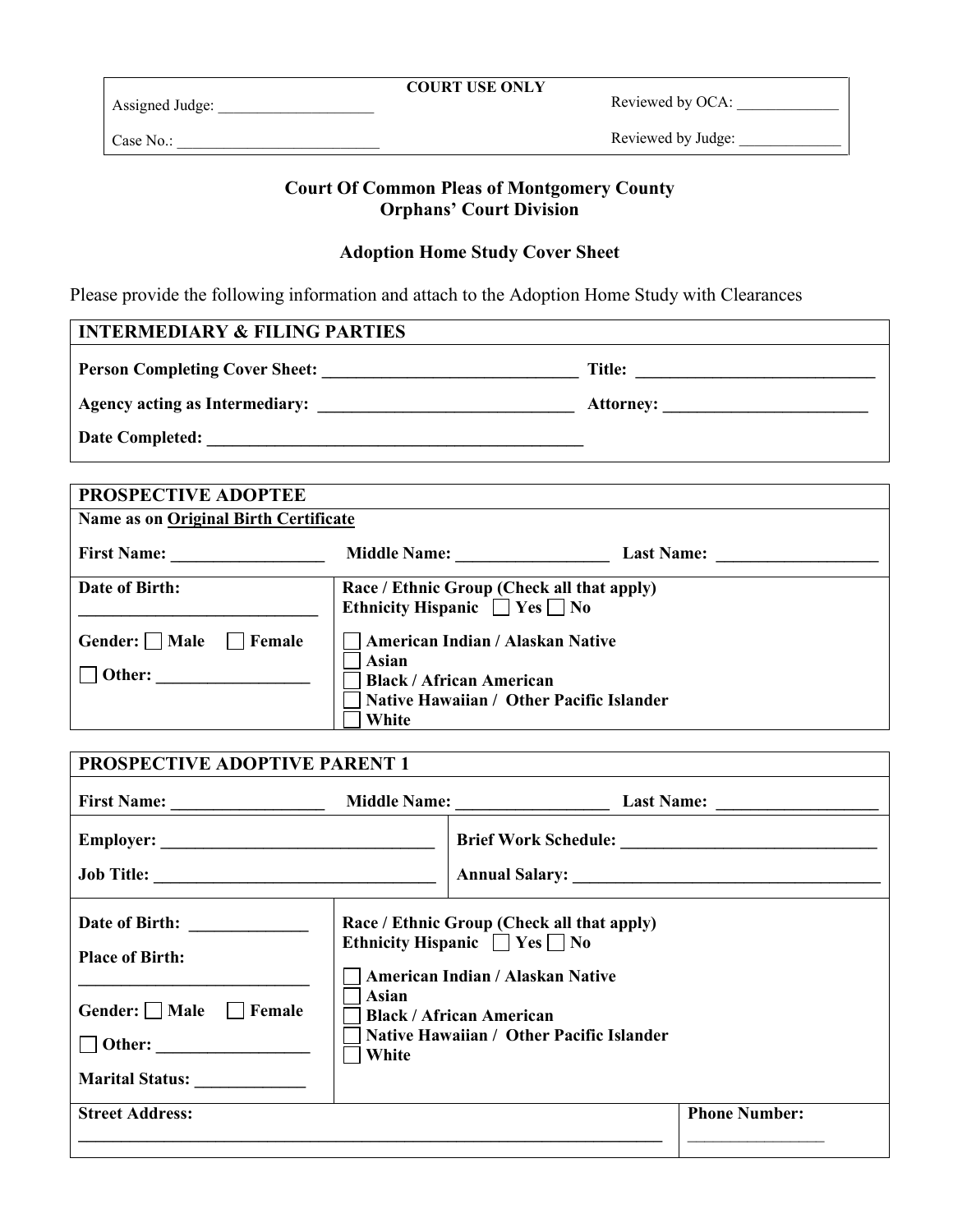| Assigned Judge: ____________________ | **COURT USE ONLY** | Reviewed by OCA: _____________ |
|---|---|---|
| Case No.: __________________________ | | Reviewed by Judge: _____________ |

**Court Of Common Pleas of Montgomery County**
**Orphans' Court Division**

**Adoption Home Study Cover Sheet**

Please provide the following information and attach to the Adoption Home Study with Clearances

| **INTERMEDIARY & FILING PARTIES** | |
|---|---|
| **Person Completing Cover Sheet:** ______________________________ | **Title:** ____________________________ |
| **Agency acting as Intermediary:** ______________________________ | **Attorney:** ________________________ |
| **Date Completed:** _____________________________________________ | |

| **PROSPECTIVE ADOPTEE** | | |
|---|---|---|
| **Name as on Original Birth Certificate** | | |
| **First Name:** _________________ | **Middle Name:** _________________ | **Last Name:** __________________ |

| **Date of Birth:** ____________________________ | **Race / Ethnic Group (Check all that apply)** |
|---|---|
| **Gender:** ☐ **Male** ☐ **Female** | **Ethnicity Hispanic** ☐ **Yes** ☐ **No** |
| ☐ **Other:** __________________ | ☐ **American Indian / Alaskan Native**<br>☐ **Asian**<br>☐ **Black / African American**<br>☐ **Native Hawaiian / Other Pacific Islander**<br>☐ **White** |

| **PROSPECTIVE ADOPTIVE PARENT 1** | | |
|---|---|---|
| **First Name:** _________________ | **Middle Name:** _________________ | **Last Name:** __________________ |

| **Employer:** ________________________________ | **Brief Work Schedule:** ______________________________ |
|---|---|
| **Job Title:** ________________________________ | **Annual Salary:** ___________________________________ |

| **Date of Birth:** _____________ | **Race / Ethnic Group (Check all that apply)** |
|---|---|
| **Place of Birth:** ___________________________ | **Ethnicity Hispanic** ☐ **Yes** ☐ **No** |
| **Gender:** ☐ **Male** ☐ **Female** | ☐ **American Indian / Alaskan Native**<br>☐ **Asian**<br>☐ **Black / African American**<br>☐ **Native Hawaiian / Other Pacific Islander**<br>☐ **White** |
| ☐ **Other:** __________________ | |
| **Marital Status:** _____________ | |

| **Street Address:** | **Phone Number:** |
|---|---|
| ________________________________________________________________________ | ________________ |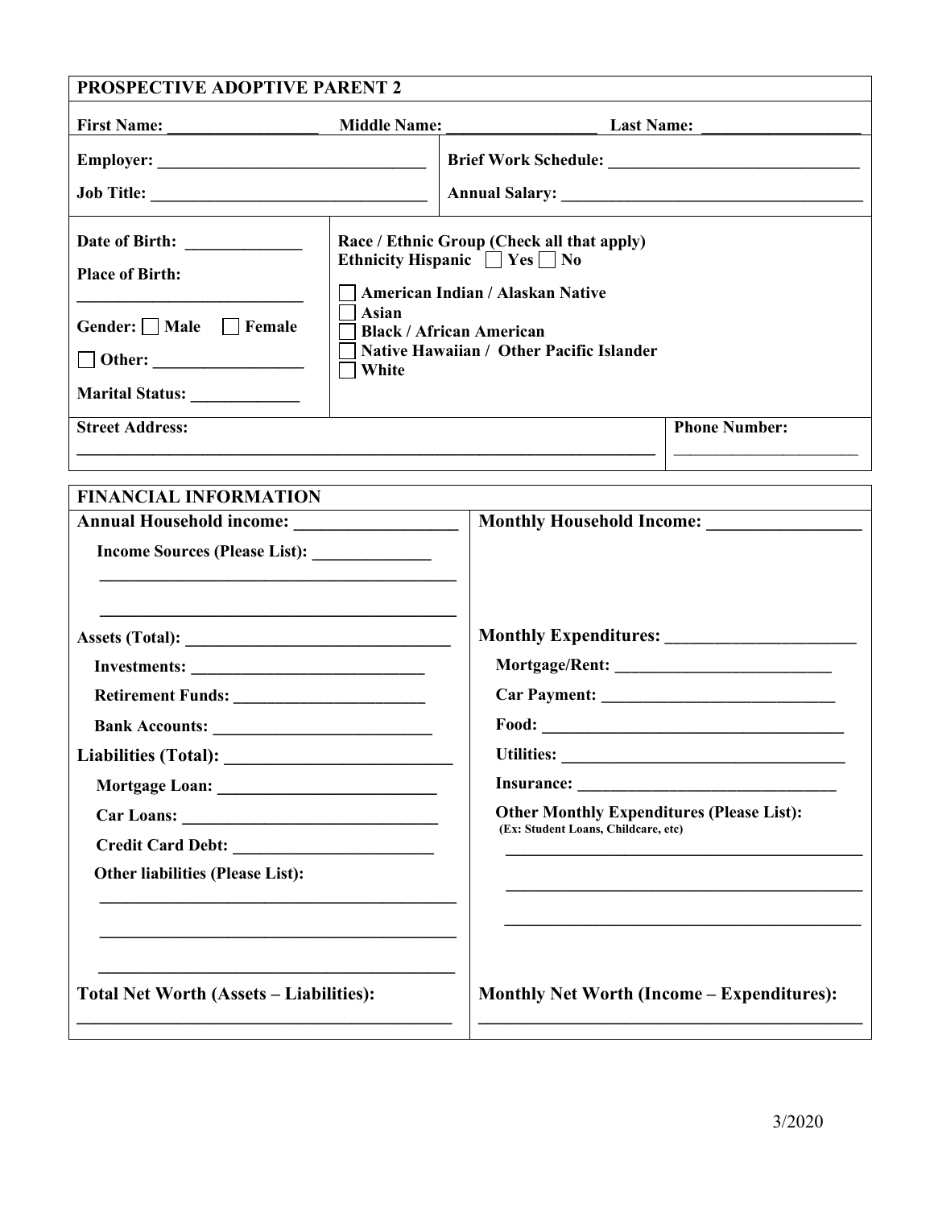## PROSPECTIVE ADOPTIVE PARENT 2

**First Name:** __________________ **Middle Name:** __________________ **Last Name:** ___________________

| | |
|---|---|
| **Employer:** _______________________________ | **Brief Work Schedule:** _____________________________ |
| **Job Title:** ________________________________ | **Annual Salary:** ___________________________________ |

| | |
|---|---|
| **Date of Birth:** ______________ | **Race / Ethnic Group (Check all that apply)** |
| **Place of Birth:** ___________________________ | **Ethnicity Hispanic** ☐ **Yes** ☐ **No** |
| **Gender:** ☐ **Male** ☐ **Female** | ☐ **American Indian / Alaskan Native** |
| ☐ **Other:** _________________ | ☐ **Asian** |
| **Marital Status:** _____________ | ☐ **Black / African American** |
| | ☐ **Native Hawaiian / Other Pacific Islander** |
| | ☐ **White** |

| | |
|---|---|
| **Street Address:** _____________________________________________________________________ | **Phone Number:** ______________________ |

## FINANCIAL INFORMATION

| | |
|---|---|
| **Annual Household income:** __________________ | **Monthly Household Income:** _________________ |
| **Income Sources (Please List):** ______________ | |
| ____________________________________________ | |
| ____________________________________________ | |
| **Assets (Total):** _______________________________ | **Monthly Expenditures:** ______________________ |
| **Investments:** ___________________________ | **Mortgage/Rent:** _________________________ |
| **Retirement Funds:** ______________________ | **Car Payment:** ___________________________ |
| **Bank Accounts:** _________________________ | **Food:** ____________________________________ |
| **Liabilities (Total):** __________________________ | **Utilities:** __________________________________ |
| **Mortgage Loan:** _________________________ | **Insurance:** ______________________________ |
| **Car Loans:** ______________________________ | **Other Monthly Expenditures (Please List):** (Ex: Student Loans, Childcare, etc) |
| **Credit Card Debt:** _______________________ | ____________________________________________ |
| **Other liabilities (Please List):** | ____________________________________________ |
| ____________________________________________ | ____________________________________________ |
| ____________________________________________ | |
| ____________________________________________ | |
| **Total Net Worth (Assets – Liabilities):** ____________________________________________ | **Monthly Net Worth (Income – Expenditures):** ____________________________________________ |

3/2020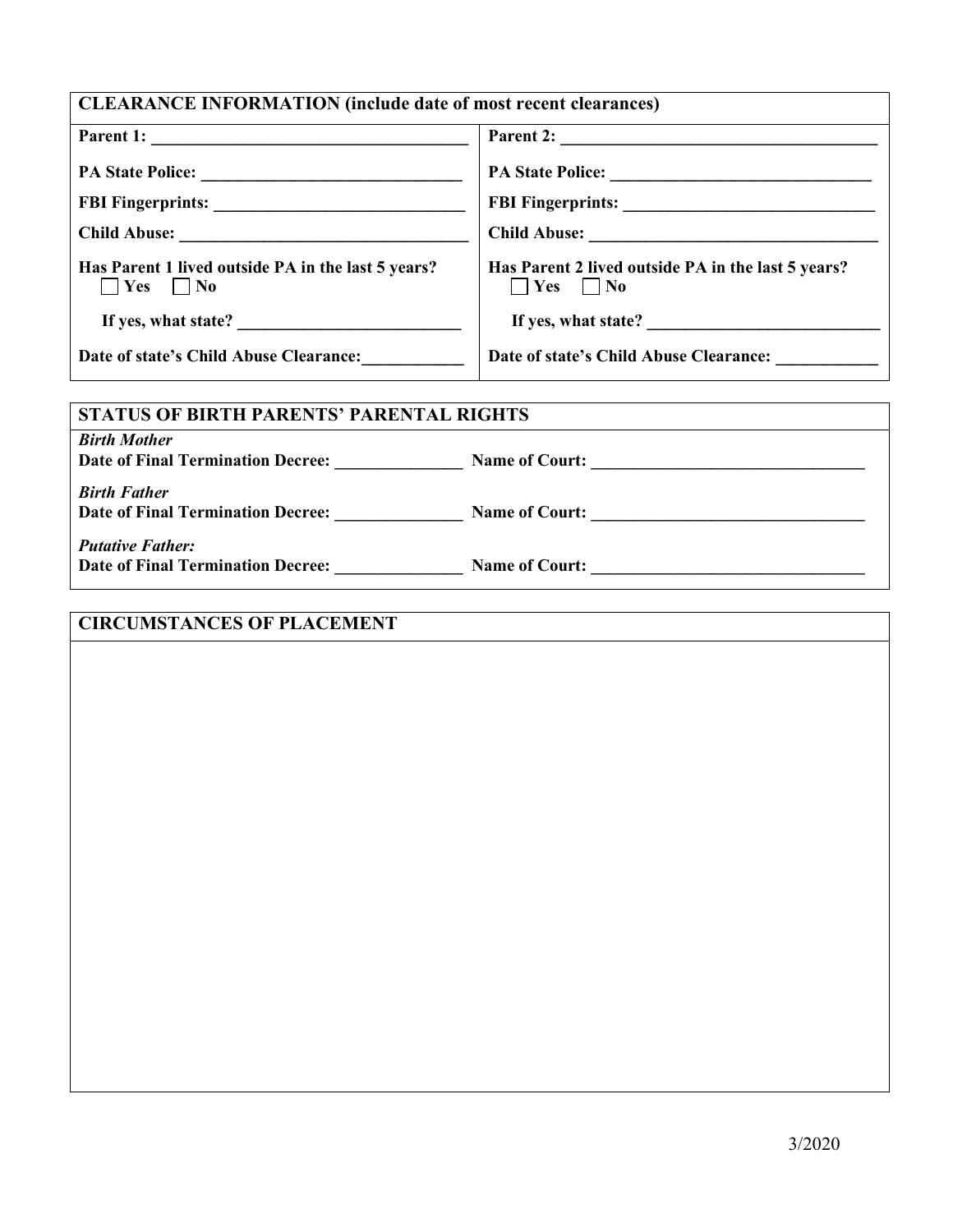## CLEARANCE INFORMATION (include date of most recent clearances)

| **Parent 1:** ______________________________ | **Parent 2:** ______________________________ |
|---|---|
| **PA State Police:** ______________________________ | **PA State Police:** ______________________________ |
| **FBI Fingerprints:** ______________________________ | **FBI Fingerprints:** ______________________________ |
| **Child Abuse:** ______________________________ | **Child Abuse:** ______________________________ |
| **Has Parent 1 lived outside PA in the last 5 years?** ☐ **Yes** ☐ **No** | **Has Parent 2 lived outside PA in the last 5 years?** ☐ **Yes** ☐ **No** |
| **If yes, what state?** ______________________________ | **If yes, what state?** ______________________________ |
| **Date of state's Child Abuse Clearance:** ____________ | **Date of state's Child Abuse Clearance:** ____________ |

## STATUS OF BIRTH PARENTS' PARENTAL RIGHTS

***Birth Mother***
**Date of Final Termination Decree:** _______________ **Name of Court:** ________________________________

***Birth Father***
**Date of Final Termination Decree:** _______________ **Name of Court:** ________________________________

***Putative Father:***
**Date of Final Termination Decree:** _______________ **Name of Court:** ________________________________

## CIRCUMSTANCES OF PLACEMENT

3/2020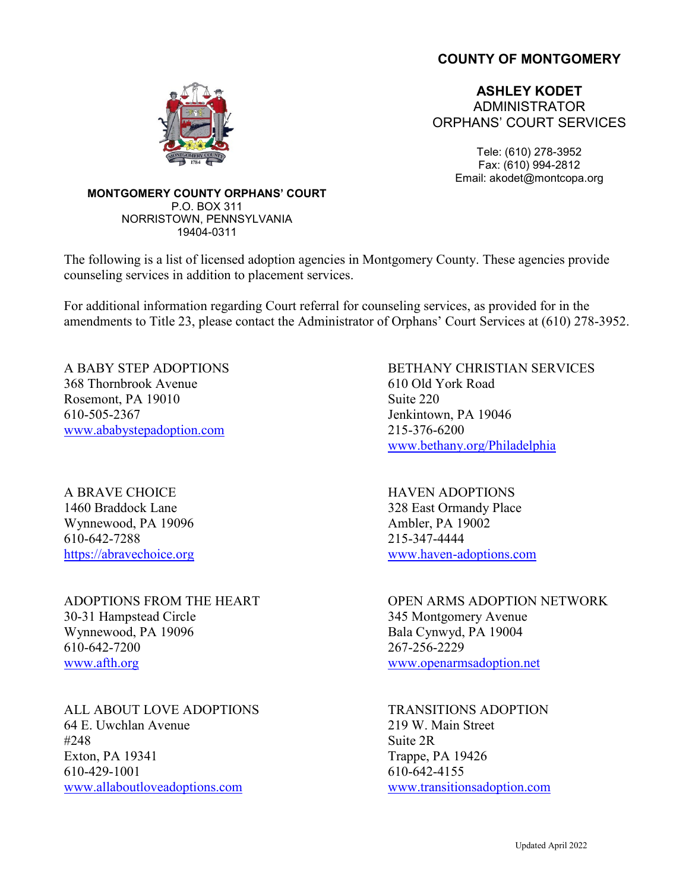**COUNTY OF MONTGOMERY**

**ASHLEY KODET**
ADMINISTRATOR
ORPHANS' COURT SERVICES

Tele: (610) 278-3952
Fax: (610) 994-2812
Email: akodet@montcopa.org

**MONTGOMERY COUNTY ORPHANS' COURT**
P.O. BOX 311
NORRISTOWN, PENNSYLVANIA
19404-0311

The following is a list of licensed adoption agencies in Montgomery County. These agencies provide counseling services in addition to placement services.

For additional information regarding Court referral for counseling services, as provided for in the amendments to Title 23, please contact the Administrator of Orphans' Court Services at (610) 278-3952.

A BABY STEP ADOPTIONS
368 Thornbrook Avenue
Rosemont, PA 19010
610-505-2367
www.ababystepadoption.com

A BRAVE CHOICE
1460 Braddock Lane
Wynnewood, PA 19096
610-642-7288
https://abravechoice.org

ADOPTIONS FROM THE HEART
30-31 Hampstead Circle
Wynnewood, PA 19096
610-642-7200
www.afth.org

ALL ABOUT LOVE ADOPTIONS
64 E. Uwchlan Avenue
#248
Exton, PA 19341
610-429-1001
www.allaboutloveadoptions.com

BETHANY CHRISTIAN SERVICES
610 Old York Road
Suite 220
Jenkintown, PA 19046
215-376-6200
www.bethany.org/Philadelphia

HAVEN ADOPTIONS
328 East Ormandy Place
Ambler, PA 19002
215-347-4444
www.haven-adoptions.com

OPEN ARMS ADOPTION NETWORK
345 Montgomery Avenue
Bala Cynwyd, PA 19004
267-256-2229
www.openarmsadoption.net

TRANSITIONS ADOPTION
219 W. Main Street
Suite 2R
Trappe, PA 19426
610-642-4155
www.transitionsadoption.com

Updated April 2022